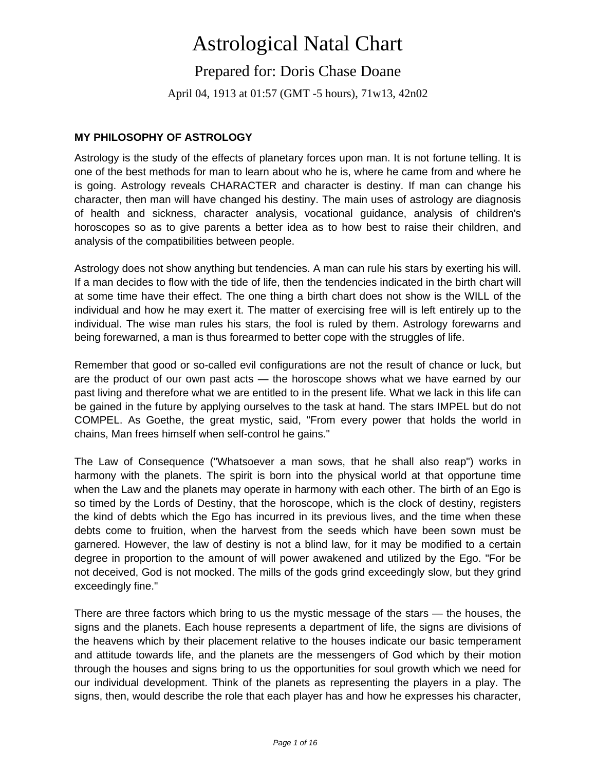# Astrological Natal Chart

## Prepared for: Doris Chase Doane

April 04, 1913 at 01:57 (GMT -5 hours), 71w13, 42n02

### MY PHILOSOPHY OF ASTROLOGY

Astrology is the study of the effects of planetary forces upon man. It is not fortune telling. It is one of the best methods for man to learn about who he is, where he came from and where he is going. Astrology reveals CHARACTER and character is destiny. If man can change his character, then man will have changed his destiny. The main uses of astrology are diagnosis of health and sickness, character analysis, vocational guidance, analysis of children's horoscopes so as to give parents a better idea as to how best to raise their children, and analysis of the compatibilities between people.

Astrology does not show anything but tendencies. A man can rule his stars by exerting his will. If a man decides to flow with the tide of life, then the tendencies indicated in the birth chart will at some time have their effect. The one thing a birth chart does not show is the WILL of the individual and how he may exert it. The matter of exercising free will is left entirely up to the individual. The wise man rules his stars, the fool is ruled by them. Astrology forewarns and being forewarned, a man is thus forearmed to better cope with the struggles of life.

Remember that good or so-called evil configurations are not the result of chance or luck, but are the product of our own past acts — the horoscope shows what we have earned by our past living and therefore what we are entitled to in the present life. What we lack in this life can be gained in the future by applying ourselves to the task at hand. The stars IMPEL but do not COMPEL. As Goethe, the great mystic, said, "From every power that holds the world in chains, Man frees himself when self-control he gains."

The Law of Consequence ("Whatsoever a man sows, that he shall also reap") works in harmony with the planets. The spirit is born into the physical world at that opportune time when the Law and the planets may operate in harmony with each other. The birth of an Ego is so timed by the Lords of Destiny, that the horoscope, which is the clock of destiny, registers the kind of debts which the Ego has incurred in its previous lives, and the time when these debts come to fruition, when the harvest from the seeds which have been sown must be garnered. However, the law of destiny is not a blind law, for it may be modified to a certain degree in proportion to the amount of will power awakened and utilized by the Ego. "For be not deceived, God is not mocked. The mills of the gods grind exceedingly slow, but they grind exceedingly fine."

There are three factors which bring to us the mystic message of the stars — the houses, the signs and the planets. Each house represents a department of life, the signs are divisions of the heavens which by their placement relative to the houses indicate our basic temperament and attitude towards life, and the planets are the messengers of God which by their motion through the houses and signs bring to us the opportunities for soul growth which we need for our individual development. Think of the planets as representing the players in a play. The signs, then, would describe the role that each player has and how he expresses his character,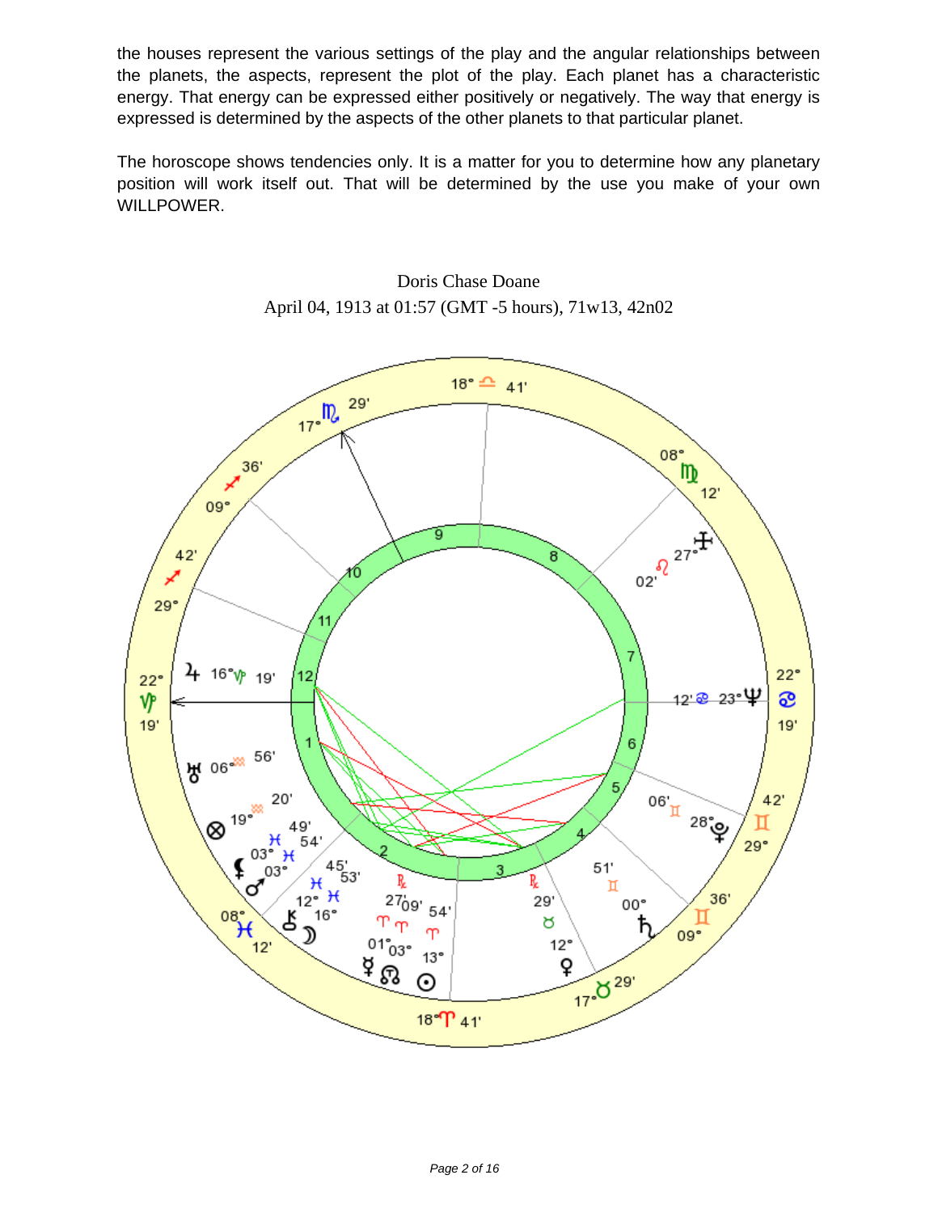the houses represent the various settings of the play and the angular relationships between the planets, the aspects, represent the plot of the play. Each planet has a characteristic energy. That energy can be expressed either positively or negatively. The way that energy is expressed is determined by the aspects of the other planets to that particular planet.

The horoscope shows tendencies only. It is a matter for you to determine how any planetary position will work itself out. That will be determined by the use you make of your own WILLPOWER.

Doris Chase Doane
April 04, 1913 at 01:57 (GMT -5 hours), 71w13, 42n02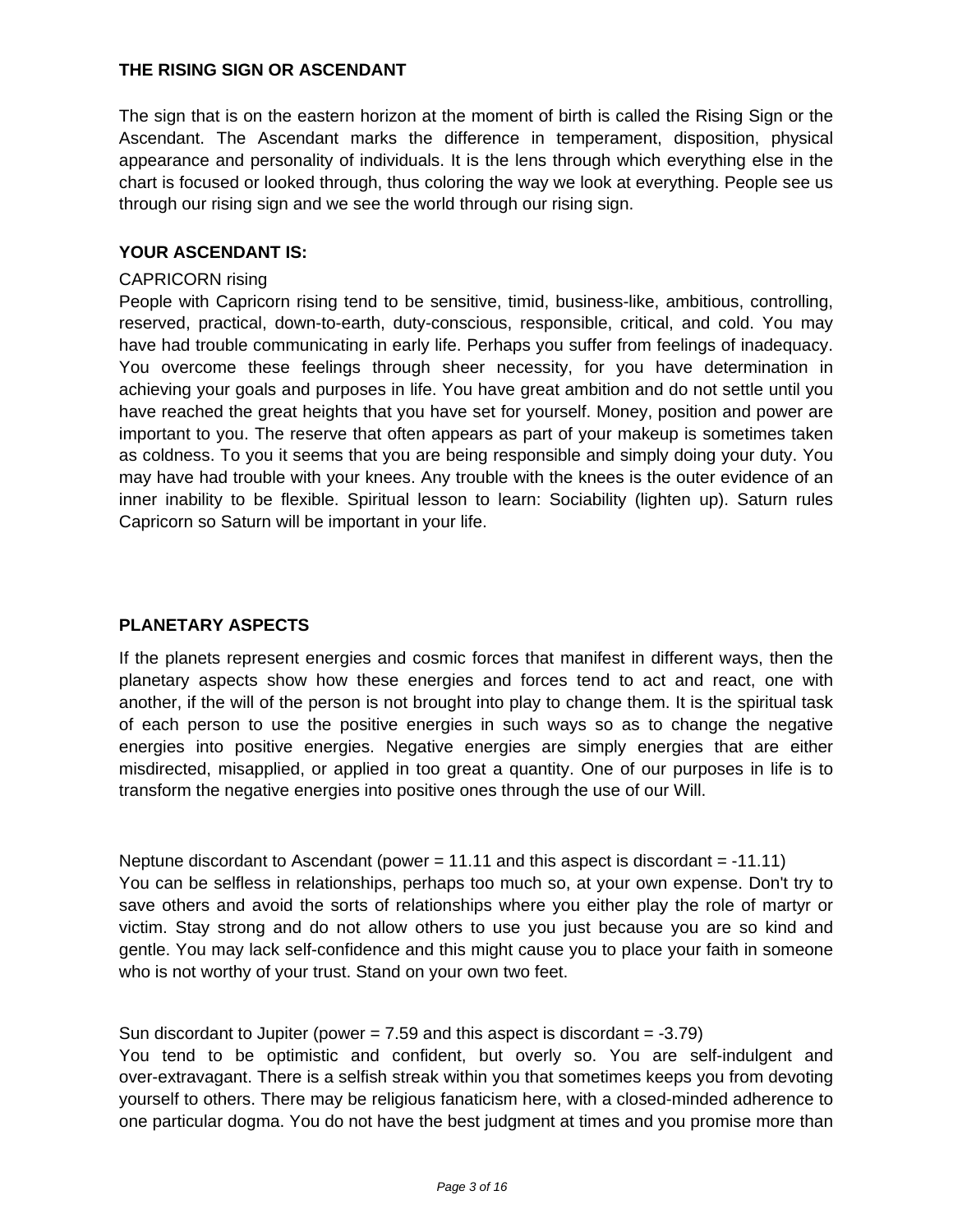## THE RISING SIGN OR ASCENDANT

The sign that is on the eastern horizon at the moment of birth is called the Rising Sign or the Ascendant. The Ascendant marks the difference in temperament, disposition, physical appearance and personality of individuals. It is the lens through which everything else in the chart is focused or looked through, thus coloring the way we look at everything. People see us through our rising sign and we see the world through our rising sign.

## YOUR ASCENDANT IS:

CAPRICORN rising

People with Capricorn rising tend to be sensitive, timid, business-like, ambitious, controlling, reserved, practical, down-to-earth, duty-conscious, responsible, critical, and cold. You may have had trouble communicating in early life. Perhaps you suffer from feelings of inadequacy. You overcome these feelings through sheer necessity, for you have determination in achieving your goals and purposes in life. You have great ambition and do not settle until you have reached the great heights that you have set for yourself. Money, position and power are important to you. The reserve that often appears as part of your makeup is sometimes taken as coldness. To you it seems that you are being responsible and simply doing your duty. You may have had trouble with your knees. Any trouble with the knees is the outer evidence of an inner inability to be flexible. Spiritual lesson to learn: Sociability (lighten up). Saturn rules Capricorn so Saturn will be important in your life.

## PLANETARY ASPECTS

If the planets represent energies and cosmic forces that manifest in different ways, then the planetary aspects show how these energies and forces tend to act and react, one with another, if the will of the person is not brought into play to change them. It is the spiritual task of each person to use the positive energies in such ways so as to change the negative energies into positive energies. Negative energies are simply energies that are either misdirected, misapplied, or applied in too great a quantity. One of our purposes in life is to transform the negative energies into positive ones through the use of our Will.

Neptune discordant to Ascendant (power = 11.11 and this aspect is discordant = -11.11)
You can be selfless in relationships, perhaps too much so, at your own expense. Don't try to save others and avoid the sorts of relationships where you either play the role of martyr or victim. Stay strong and do not allow others to use you just because you are so kind and gentle. You may lack self-confidence and this might cause you to place your faith in someone who is not worthy of your trust. Stand on your own two feet.

Sun discordant to Jupiter (power = 7.59 and this aspect is discordant = -3.79)
You tend to be optimistic and confident, but overly so. You are self-indulgent and over-extravagant. There is a selfish streak within you that sometimes keeps you from devoting yourself to others. There may be religious fanaticism here, with a closed-minded adherence to one particular dogma. You do not have the best judgment at times and you promise more than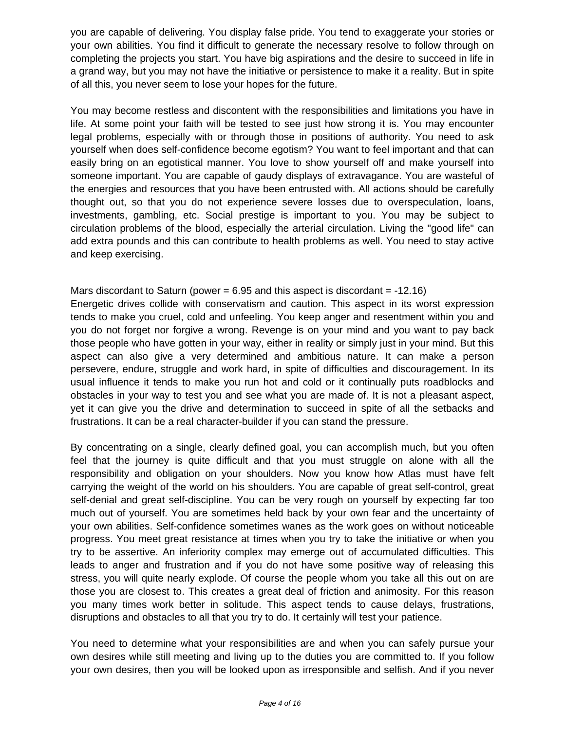you are capable of delivering. You display false pride. You tend to exaggerate your stories or your own abilities. You find it difficult to generate the necessary resolve to follow through on completing the projects you start. You have big aspirations and the desire to succeed in life in a grand way, but you may not have the initiative or persistence to make it a reality. But in spite of all this, you never seem to lose your hopes for the future.

You may become restless and discontent with the responsibilities and limitations you have in life. At some point your faith will be tested to see just how strong it is. You may encounter legal problems, especially with or through those in positions of authority. You need to ask yourself when does self-confidence become egotism? You want to feel important and that can easily bring on an egotistical manner. You love to show yourself off and make yourself into someone important. You are capable of gaudy displays of extravagance. You are wasteful of the energies and resources that you have been entrusted with. All actions should be carefully thought out, so that you do not experience severe losses due to overspeculation, loans, investments, gambling, etc. Social prestige is important to you. You may be subject to circulation problems of the blood, especially the arterial circulation. Living the "good life" can add extra pounds and this can contribute to health problems as well. You need to stay active and keep exercising.

Mars discordant to Saturn (power = 6.95 and this aspect is discordant = -12.16)
Energetic drives collide with conservatism and caution. This aspect in its worst expression tends to make you cruel, cold and unfeeling. You keep anger and resentment within you and you do not forget nor forgive a wrong. Revenge is on your mind and you want to pay back those people who have gotten in your way, either in reality or simply just in your mind. But this aspect can also give a very determined and ambitious nature. It can make a person persevere, endure, struggle and work hard, in spite of difficulties and discouragement. In its usual influence it tends to make you run hot and cold or it continually puts roadblocks and obstacles in your way to test you and see what you are made of. It is not a pleasant aspect, yet it can give you the drive and determination to succeed in spite of all the setbacks and frustrations. It can be a real character-builder if you can stand the pressure.

By concentrating on a single, clearly defined goal, you can accomplish much, but you often feel that the journey is quite difficult and that you must struggle on alone with all the responsibility and obligation on your shoulders. Now you know how Atlas must have felt carrying the weight of the world on his shoulders. You are capable of great self-control, great self-denial and great self-discipline. You can be very rough on yourself by expecting far too much out of yourself. You are sometimes held back by your own fear and the uncertainty of your own abilities. Self-confidence sometimes wanes as the work goes on without noticeable progress. You meet great resistance at times when you try to take the initiative or when you try to be assertive. An inferiority complex may emerge out of accumulated difficulties. This leads to anger and frustration and if you do not have some positive way of releasing this stress, you will quite nearly explode. Of course the people whom you take all this out on are those you are closest to. This creates a great deal of friction and animosity. For this reason you many times work better in solitude. This aspect tends to cause delays, frustrations, disruptions and obstacles to all that you try to do. It certainly will test your patience.

You need to determine what your responsibilities are and when you can safely pursue your own desires while still meeting and living up to the duties you are committed to. If you follow your own desires, then you will be looked upon as irresponsible and selfish. And if you never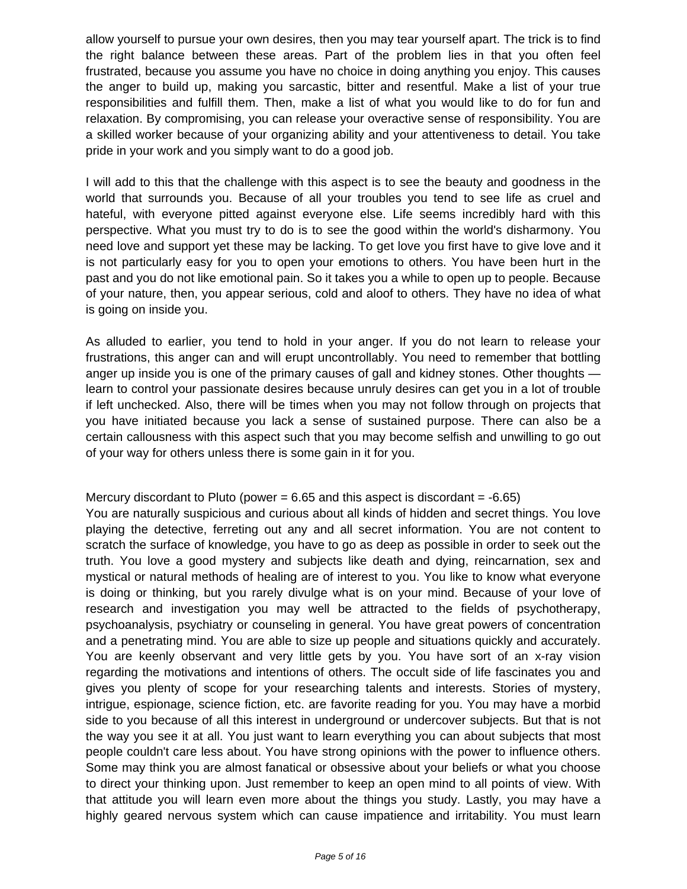allow yourself to pursue your own desires, then you may tear yourself apart. The trick is to find the right balance between these areas. Part of the problem lies in that you often feel frustrated, because you assume you have no choice in doing anything you enjoy. This causes the anger to build up, making you sarcastic, bitter and resentful. Make a list of your true responsibilities and fulfill them. Then, make a list of what you would like to do for fun and relaxation. By compromising, you can release your overactive sense of responsibility. You are a skilled worker because of your organizing ability and your attentiveness to detail. You take pride in your work and you simply want to do a good job.

I will add to this that the challenge with this aspect is to see the beauty and goodness in the world that surrounds you. Because of all your troubles you tend to see life as cruel and hateful, with everyone pitted against everyone else. Life seems incredibly hard with this perspective. What you must try to do is to see the good within the world's disharmony. You need love and support yet these may be lacking. To get love you first have to give love and it is not particularly easy for you to open your emotions to others. You have been hurt in the past and you do not like emotional pain. So it takes you a while to open up to people. Because of your nature, then, you appear serious, cold and aloof to others. They have no idea of what is going on inside you.

As alluded to earlier, you tend to hold in your anger. If you do not learn to release your frustrations, this anger can and will erupt uncontrollably. You need to remember that bottling anger up inside you is one of the primary causes of gall and kidney stones. Other thoughts — learn to control your passionate desires because unruly desires can get you in a lot of trouble if left unchecked. Also, there will be times when you may not follow through on projects that you have initiated because you lack a sense of sustained purpose. There can also be a certain callousness with this aspect such that you may become selfish and unwilling to go out of your way for others unless there is some gain in it for you.

Mercury discordant to Pluto (power = 6.65 and this aspect is discordant = -6.65)

You are naturally suspicious and curious about all kinds of hidden and secret things. You love playing the detective, ferreting out any and all secret information. You are not content to scratch the surface of knowledge, you have to go as deep as possible in order to seek out the truth. You love a good mystery and subjects like death and dying, reincarnation, sex and mystical or natural methods of healing are of interest to you. You like to know what everyone is doing or thinking, but you rarely divulge what is on your mind. Because of your love of research and investigation you may well be attracted to the fields of psychotherapy, psychoanalysis, psychiatry or counseling in general. You have great powers of concentration and a penetrating mind. You are able to size up people and situations quickly and accurately. You are keenly observant and very little gets by you. You have sort of an x-ray vision regarding the motivations and intentions of others. The occult side of life fascinates you and gives you plenty of scope for your researching talents and interests. Stories of mystery, intrigue, espionage, science fiction, etc. are favorite reading for you. You may have a morbid side to you because of all this interest in underground or undercover subjects. But that is not the way you see it at all. You just want to learn everything you can about subjects that most people couldn't care less about. You have strong opinions with the power to influence others. Some may think you are almost fanatical or obsessive about your beliefs or what you choose to direct your thinking upon. Just remember to keep an open mind to all points of view. With that attitude you will learn even more about the things you study. Lastly, you may have a highly geared nervous system which can cause impatience and irritability. You must learn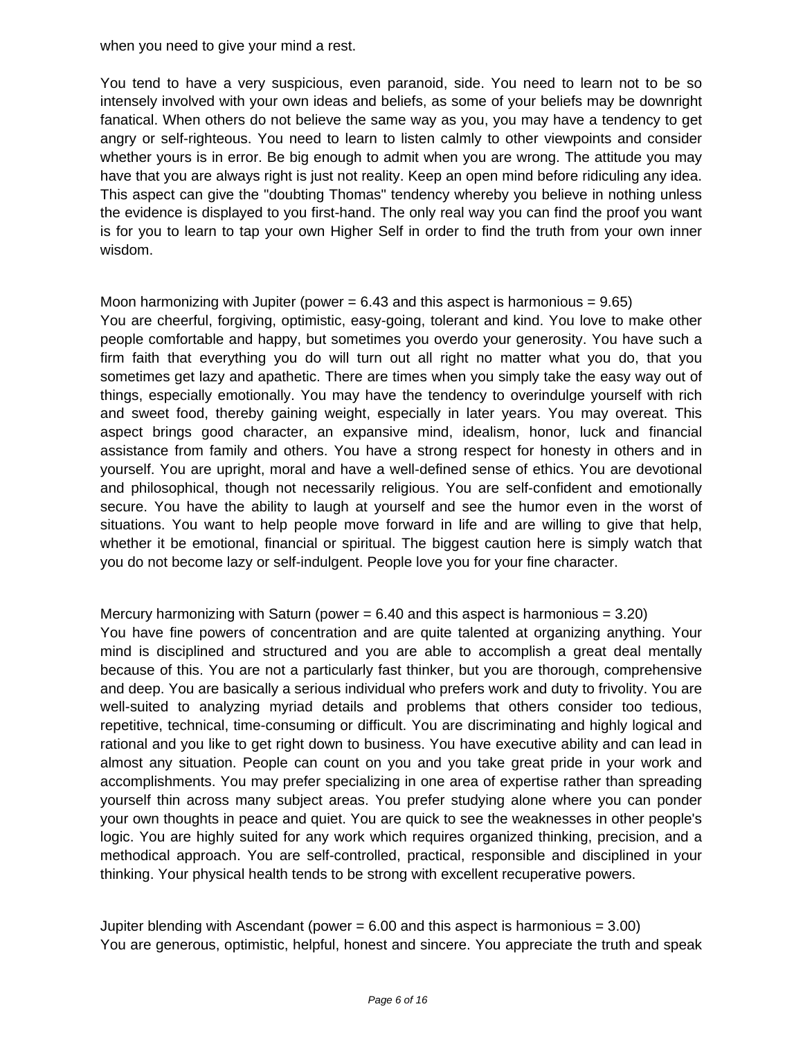when you need to give your mind a rest.

You tend to have a very suspicious, even paranoid, side. You need to learn not to be so intensely involved with your own ideas and beliefs, as some of your beliefs may be downright fanatical. When others do not believe the same way as you, you may have a tendency to get angry or self-righteous. You need to learn to listen calmly to other viewpoints and consider whether yours is in error. Be big enough to admit when you are wrong. The attitude you may have that you are always right is just not reality. Keep an open mind before ridiculing any idea. This aspect can give the "doubting Thomas" tendency whereby you believe in nothing unless the evidence is displayed to you first-hand. The only real way you can find the proof you want is for you to learn to tap your own Higher Self in order to find the truth from your own inner wisdom.

Moon harmonizing with Jupiter (power = 6.43 and this aspect is harmonious = 9.65)
You are cheerful, forgiving, optimistic, easy-going, tolerant and kind. You love to make other people comfortable and happy, but sometimes you overdo your generosity. You have such a firm faith that everything you do will turn out all right no matter what you do, that you sometimes get lazy and apathetic. There are times when you simply take the easy way out of things, especially emotionally. You may have the tendency to overindulge yourself with rich and sweet food, thereby gaining weight, especially in later years. You may overeat. This aspect brings good character, an expansive mind, idealism, honor, luck and financial assistance from family and others. You have a strong respect for honesty in others and in yourself. You are upright, moral and have a well-defined sense of ethics. You are devotional and philosophical, though not necessarily religious. You are self-confident and emotionally secure. You have the ability to laugh at yourself and see the humor even in the worst of situations. You want to help people move forward in life and are willing to give that help, whether it be emotional, financial or spiritual. The biggest caution here is simply watch that you do not become lazy or self-indulgent. People love you for your fine character.

Mercury harmonizing with Saturn (power = 6.40 and this aspect is harmonious = 3.20)
You have fine powers of concentration and are quite talented at organizing anything. Your mind is disciplined and structured and you are able to accomplish a great deal mentally because of this. You are not a particularly fast thinker, but you are thorough, comprehensive and deep. You are basically a serious individual who prefers work and duty to frivolity. You are well-suited to analyzing myriad details and problems that others consider too tedious, repetitive, technical, time-consuming or difficult. You are discriminating and highly logical and rational and you like to get right down to business. You have executive ability and can lead in almost any situation. People can count on you and you take great pride in your work and accomplishments. You may prefer specializing in one area of expertise rather than spreading yourself thin across many subject areas. You prefer studying alone where you can ponder your own thoughts in peace and quiet. You are quick to see the weaknesses in other people's logic. You are highly suited for any work which requires organized thinking, precision, and a methodical approach. You are self-controlled, practical, responsible and disciplined in your thinking. Your physical health tends to be strong with excellent recuperative powers.

Jupiter blending with Ascendant (power = 6.00 and this aspect is harmonious = 3.00)
You are generous, optimistic, helpful, honest and sincere. You appreciate the truth and speak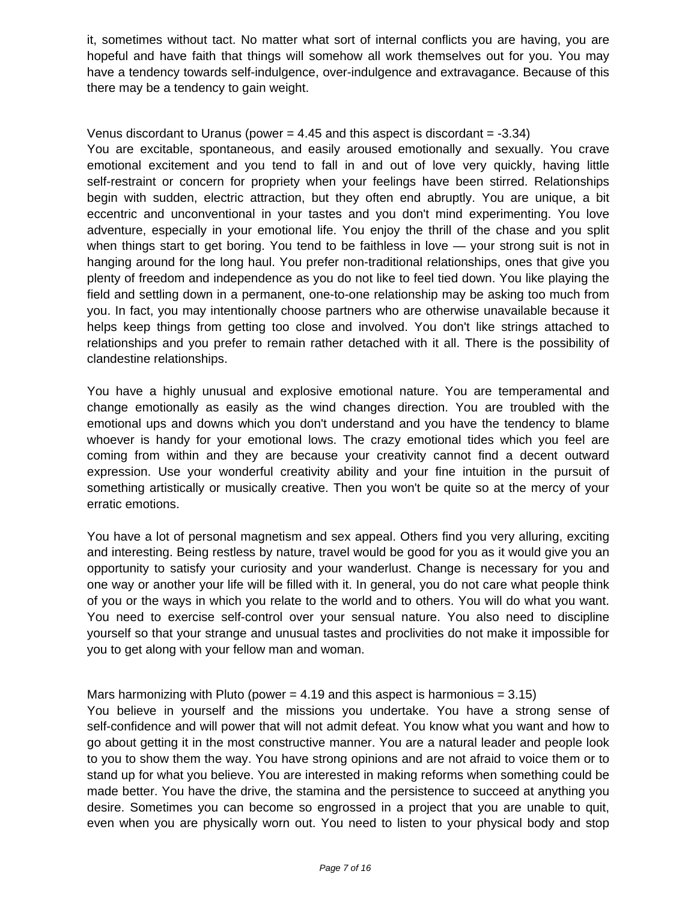it, sometimes without tact. No matter what sort of internal conflicts you are having, you are hopeful and have faith that things will somehow all work themselves out for you. You may have a tendency towards self-indulgence, over-indulgence and extravagance. Because of this there may be a tendency to gain weight.

Venus discordant to Uranus (power = 4.45 and this aspect is discordant = -3.34)
You are excitable, spontaneous, and easily aroused emotionally and sexually. You crave emotional excitement and you tend to fall in and out of love very quickly, having little self-restraint or concern for propriety when your feelings have been stirred. Relationships begin with sudden, electric attraction, but they often end abruptly. You are unique, a bit eccentric and unconventional in your tastes and you don't mind experimenting. You love adventure, especially in your emotional life. You enjoy the thrill of the chase and you split when things start to get boring. You tend to be faithless in love — your strong suit is not in hanging around for the long haul. You prefer non-traditional relationships, ones that give you plenty of freedom and independence as you do not like to feel tied down. You like playing the field and settling down in a permanent, one-to-one relationship may be asking too much from you. In fact, you may intentionally choose partners who are otherwise unavailable because it helps keep things from getting too close and involved. You don't like strings attached to relationships and you prefer to remain rather detached with it all. There is the possibility of clandestine relationships.

You have a highly unusual and explosive emotional nature. You are temperamental and change emotionally as easily as the wind changes direction. You are troubled with the emotional ups and downs which you don't understand and you have the tendency to blame whoever is handy for your emotional lows. The crazy emotional tides which you feel are coming from within and they are because your creativity cannot find a decent outward expression. Use your wonderful creativity ability and your fine intuition in the pursuit of something artistically or musically creative. Then you won't be quite so at the mercy of your erratic emotions.

You have a lot of personal magnetism and sex appeal. Others find you very alluring, exciting and interesting. Being restless by nature, travel would be good for you as it would give you an opportunity to satisfy your curiosity and your wanderlust. Change is necessary for you and one way or another your life will be filled with it. In general, you do not care what people think of you or the ways in which you relate to the world and to others. You will do what you want. You need to exercise self-control over your sensual nature. You also need to discipline yourself so that your strange and unusual tastes and proclivities do not make it impossible for you to get along with your fellow man and woman.

Mars harmonizing with Pluto (power = 4.19 and this aspect is harmonious = 3.15)
You believe in yourself and the missions you undertake. You have a strong sense of self-confidence and will power that will not admit defeat. You know what you want and how to go about getting it in the most constructive manner. You are a natural leader and people look to you to show them the way. You have strong opinions and are not afraid to voice them or to stand up for what you believe. You are interested in making reforms when something could be made better. You have the drive, the stamina and the persistence to succeed at anything you desire. Sometimes you can become so engrossed in a project that you are unable to quit, even when you are physically worn out. You need to listen to your physical body and stop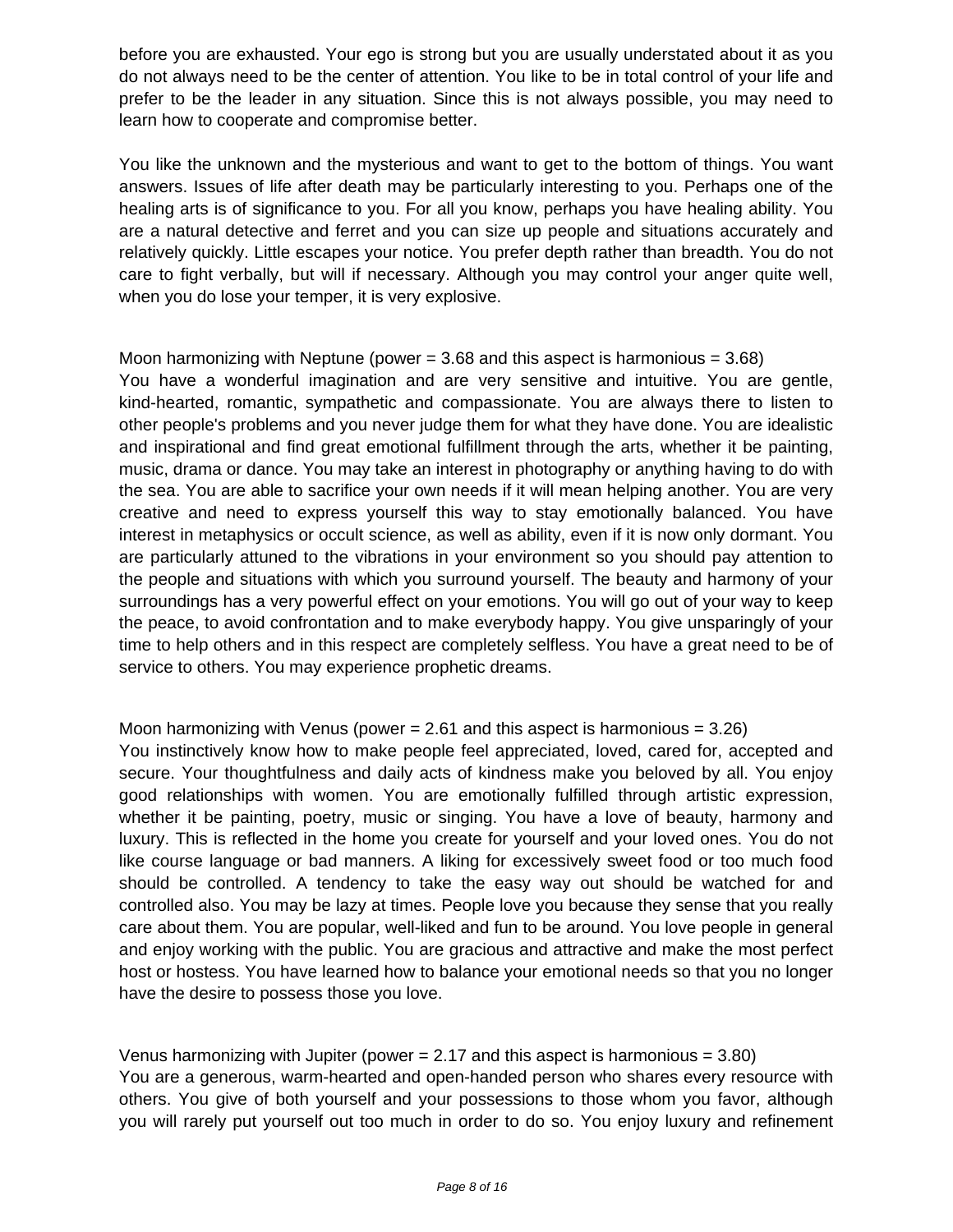before you are exhausted. Your ego is strong but you are usually understated about it as you do not always need to be the center of attention. You like to be in total control of your life and prefer to be the leader in any situation. Since this is not always possible, you may need to learn how to cooperate and compromise better.

You like the unknown and the mysterious and want to get to the bottom of things. You want answers. Issues of life after death may be particularly interesting to you. Perhaps one of the healing arts is of significance to you. For all you know, perhaps you have healing ability. You are a natural detective and ferret and you can size up people and situations accurately and relatively quickly. Little escapes your notice. You prefer depth rather than breadth. You do not care to fight verbally, but will if necessary. Although you may control your anger quite well, when you do lose your temper, it is very explosive.

Moon harmonizing with Neptune (power = 3.68 and this aspect is harmonious = 3.68)
You have a wonderful imagination and are very sensitive and intuitive. You are gentle, kind-hearted, romantic, sympathetic and compassionate. You are always there to listen to other people's problems and you never judge them for what they have done. You are idealistic and inspirational and find great emotional fulfillment through the arts, whether it be painting, music, drama or dance. You may take an interest in photography or anything having to do with the sea. You are able to sacrifice your own needs if it will mean helping another. You are very creative and need to express yourself this way to stay emotionally balanced. You have interest in metaphysics or occult science, as well as ability, even if it is now only dormant. You are particularly attuned to the vibrations in your environment so you should pay attention to the people and situations with which you surround yourself. The beauty and harmony of your surroundings has a very powerful effect on your emotions. You will go out of your way to keep the peace, to avoid confrontation and to make everybody happy. You give unsparingly of your time to help others and in this respect are completely selfless. You have a great need to be of service to others. You may experience prophetic dreams.

Moon harmonizing with Venus (power = 2.61 and this aspect is harmonious = 3.26)
You instinctively know how to make people feel appreciated, loved, cared for, accepted and secure. Your thoughtfulness and daily acts of kindness make you beloved by all. You enjoy good relationships with women. You are emotionally fulfilled through artistic expression, whether it be painting, poetry, music or singing. You have a love of beauty, harmony and luxury. This is reflected in the home you create for yourself and your loved ones. You do not like course language or bad manners. A liking for excessively sweet food or too much food should be controlled. A tendency to take the easy way out should be watched for and controlled also. You may be lazy at times. People love you because they sense that you really care about them. You are popular, well-liked and fun to be around. You love people in general and enjoy working with the public. You are gracious and attractive and make the most perfect host or hostess. You have learned how to balance your emotional needs so that you no longer have the desire to possess those you love.

Venus harmonizing with Jupiter (power = 2.17 and this aspect is harmonious = 3.80)
You are a generous, warm-hearted and open-handed person who shares every resource with others. You give of both yourself and your possessions to those whom you favor, although you will rarely put yourself out too much in order to do so. You enjoy luxury and refinement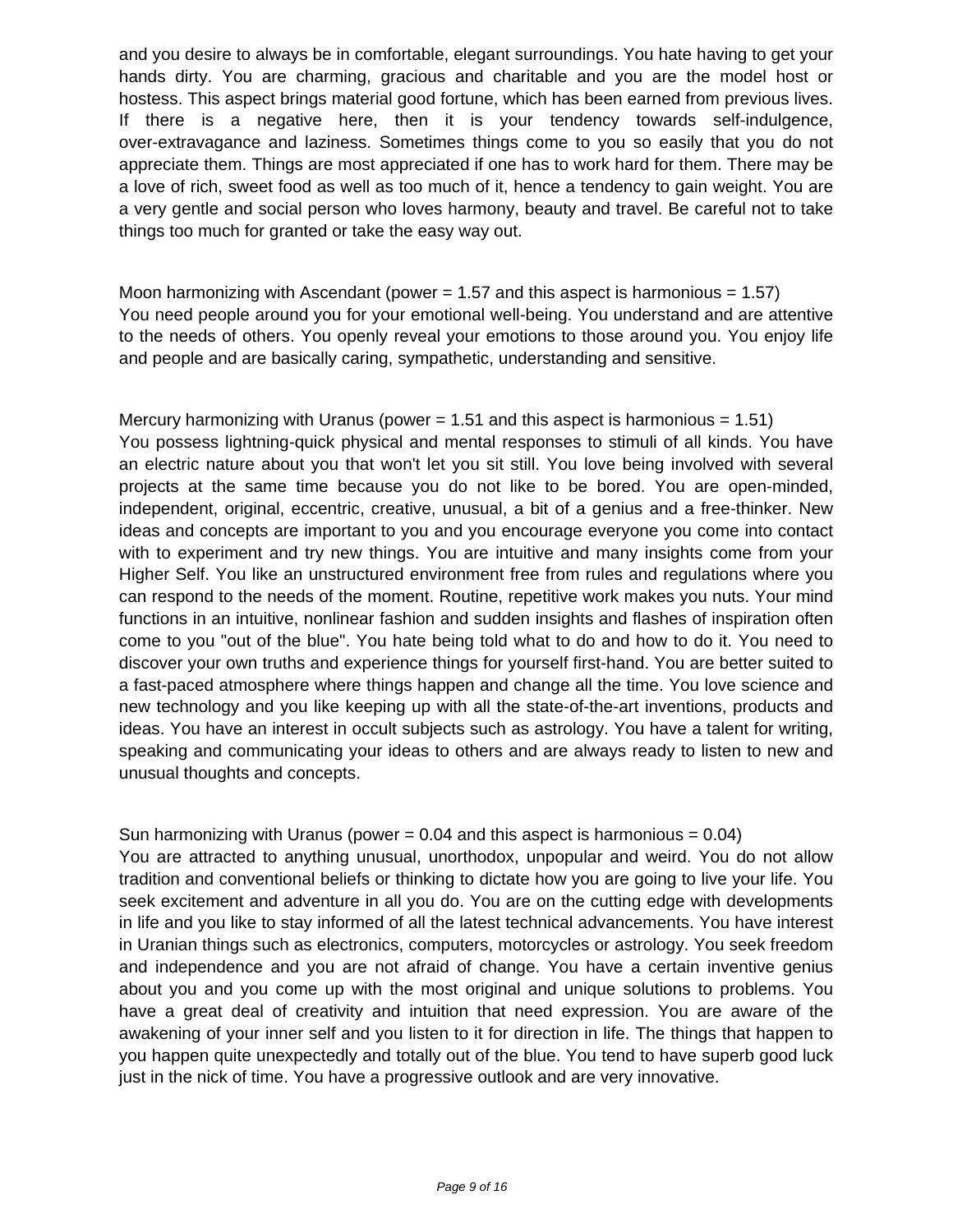and you desire to always be in comfortable, elegant surroundings. You hate having to get your hands dirty. You are charming, gracious and charitable and you are the model host or hostess. This aspect brings material good fortune, which has been earned from previous lives. If there is a negative here, then it is your tendency towards self-indulgence, over-extravagance and laziness. Sometimes things come to you so easily that you do not appreciate them. Things are most appreciated if one has to work hard for them. There may be a love of rich, sweet food as well as too much of it, hence a tendency to gain weight. You are a very gentle and social person who loves harmony, beauty and travel. Be careful not to take things too much for granted or take the easy way out.

Moon harmonizing with Ascendant (power = 1.57 and this aspect is harmonious = 1.57)
You need people around you for your emotional well-being. You understand and are attentive to the needs of others. You openly reveal your emotions to those around you. You enjoy life and people and are basically caring, sympathetic, understanding and sensitive.

Mercury harmonizing with Uranus (power = 1.51 and this aspect is harmonious = 1.51)
You possess lightning-quick physical and mental responses to stimuli of all kinds. You have an electric nature about you that won't let you sit still. You love being involved with several projects at the same time because you do not like to be bored. You are open-minded, independent, original, eccentric, creative, unusual, a bit of a genius and a free-thinker. New ideas and concepts are important to you and you encourage everyone you come into contact with to experiment and try new things. You are intuitive and many insights come from your Higher Self. You like an unstructured environment free from rules and regulations where you can respond to the needs of the moment. Routine, repetitive work makes you nuts. Your mind functions in an intuitive, nonlinear fashion and sudden insights and flashes of inspiration often come to you "out of the blue". You hate being told what to do and how to do it. You need to discover your own truths and experience things for yourself first-hand. You are better suited to a fast-paced atmosphere where things happen and change all the time. You love science and new technology and you like keeping up with all the state-of-the-art inventions, products and ideas. You have an interest in occult subjects such as astrology. You have a talent for writing, speaking and communicating your ideas to others and are always ready to listen to new and unusual thoughts and concepts.

Sun harmonizing with Uranus (power = 0.04 and this aspect is harmonious = 0.04)
You are attracted to anything unusual, unorthodox, unpopular and weird. You do not allow tradition and conventional beliefs or thinking to dictate how you are going to live your life. You seek excitement and adventure in all you do. You are on the cutting edge with developments in life and you like to stay informed of all the latest technical advancements. You have interest in Uranian things such as electronics, computers, motorcycles or astrology. You seek freedom and independence and you are not afraid of change. You have a certain inventive genius about you and you come up with the most original and unique solutions to problems. You have a great deal of creativity and intuition that need expression. You are aware of the awakening of your inner self and you listen to it for direction in life. The things that happen to you happen quite unexpectedly and totally out of the blue. You tend to have superb good luck just in the nick of time. You have a progressive outlook and are very innovative.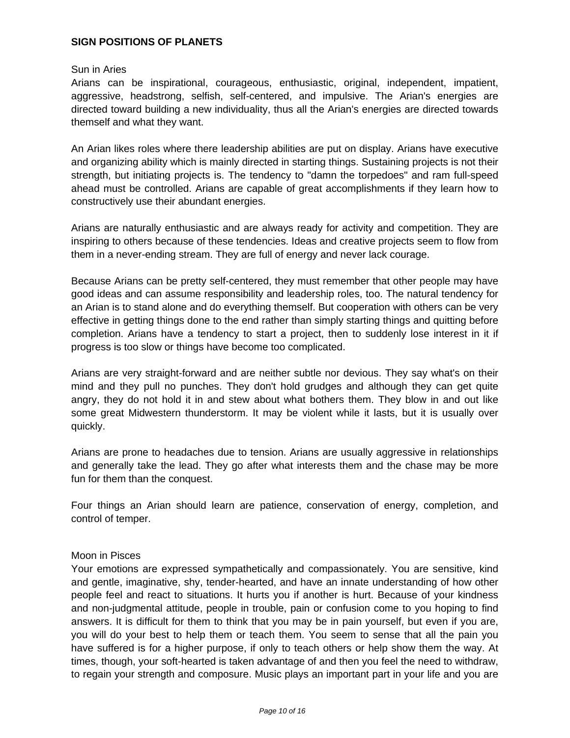**SIGN POSITIONS OF PLANETS**

Sun in Aries

Arians can be inspirational, courageous, enthusiastic, original, independent, impatient, aggressive, headstrong, selfish, self-centered, and impulsive. The Arian's energies are directed toward building a new individuality, thus all the Arian's energies are directed towards themself and what they want.

An Arian likes roles where there leadership abilities are put on display. Arians have executive and organizing ability which is mainly directed in starting things. Sustaining projects is not their strength, but initiating projects is. The tendency to "damn the torpedoes" and ram full-speed ahead must be controlled. Arians are capable of great accomplishments if they learn how to constructively use their abundant energies.

Arians are naturally enthusiastic and are always ready for activity and competition. They are inspiring to others because of these tendencies. Ideas and creative projects seem to flow from them in a never-ending stream. They are full of energy and never lack courage.

Because Arians can be pretty self-centered, they must remember that other people may have good ideas and can assume responsibility and leadership roles, too. The natural tendency for an Arian is to stand alone and do everything themself. But cooperation with others can be very effective in getting things done to the end rather than simply starting things and quitting before completion. Arians have a tendency to start a project, then to suddenly lose interest in it if progress is too slow or things have become too complicated.

Arians are very straight-forward and are neither subtle nor devious. They say what's on their mind and they pull no punches. They don't hold grudges and although they can get quite angry, they do not hold it in and stew about what bothers them. They blow in and out like some great Midwestern thunderstorm. It may be violent while it lasts, but it is usually over quickly.

Arians are prone to headaches due to tension. Arians are usually aggressive in relationships and generally take the lead. They go after what interests them and the chase may be more fun for them than the conquest.

Four things an Arian should learn are patience, conservation of energy, completion, and control of temper.

Moon in Pisces

Your emotions are expressed sympathetically and compassionately. You are sensitive, kind and gentle, imaginative, shy, tender-hearted, and have an innate understanding of how other people feel and react to situations. It hurts you if another is hurt. Because of your kindness and non-judgmental attitude, people in trouble, pain or confusion come to you hoping to find answers. It is difficult for them to think that you may be in pain yourself, but even if you are, you will do your best to help them or teach them. You seem to sense that all the pain you have suffered is for a higher purpose, if only to teach others or help show them the way. At times, though, your soft-hearted is taken advantage of and then you feel the need to withdraw, to regain your strength and composure. Music plays an important part in your life and you are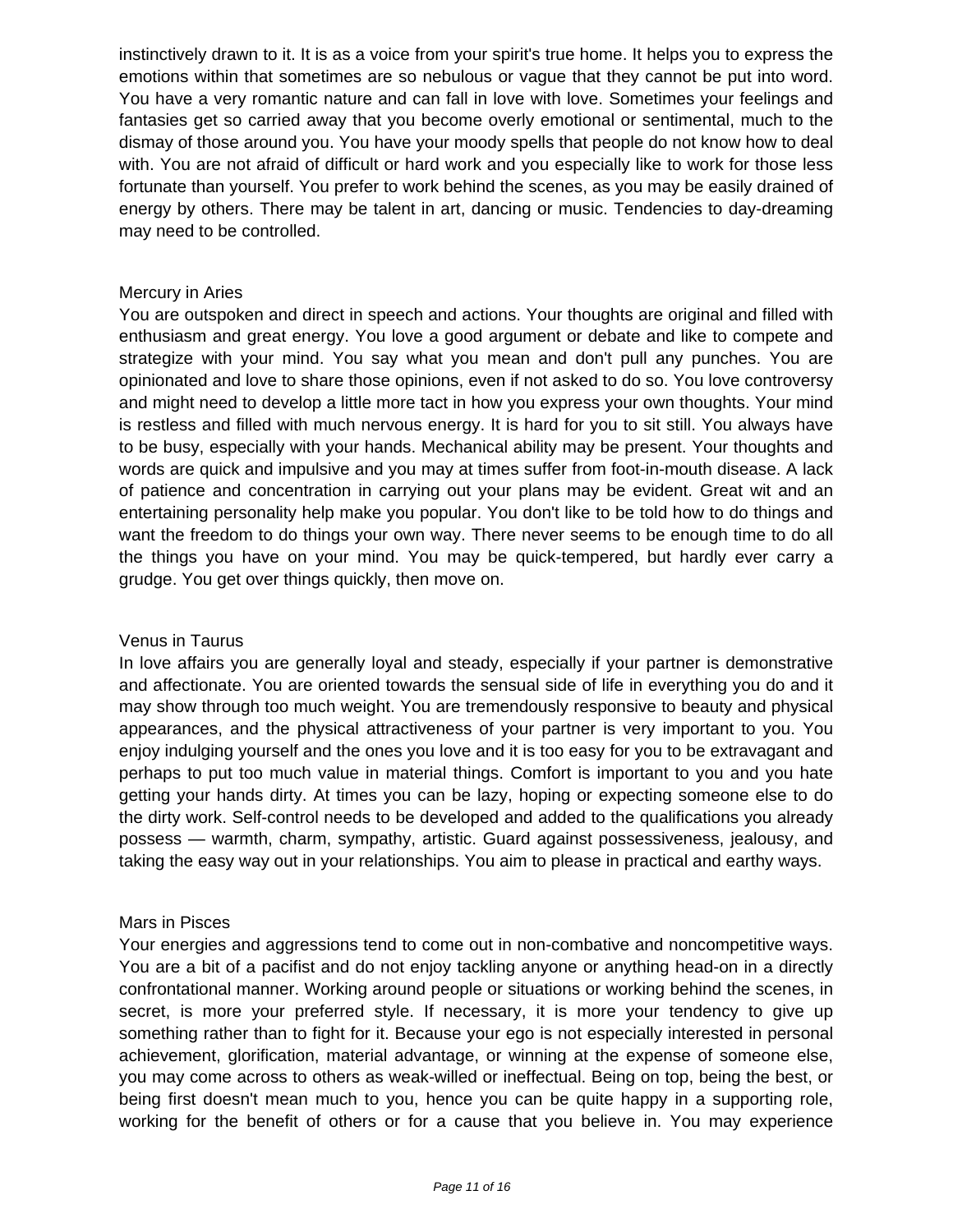instinctively drawn to it. It is as a voice from your spirit's true home. It helps you to express the emotions within that sometimes are so nebulous or vague that they cannot be put into word. You have a very romantic nature and can fall in love with love. Sometimes your feelings and fantasies get so carried away that you become overly emotional or sentimental, much to the dismay of those around you. You have your moody spells that people do not know how to deal with. You are not afraid of difficult or hard work and you especially like to work for those less fortunate than yourself. You prefer to work behind the scenes, as you may be easily drained of energy by others. There may be talent in art, dancing or music. Tendencies to day-dreaming may need to be controlled.

### Mercury in Aries

You are outspoken and direct in speech and actions. Your thoughts are original and filled with enthusiasm and great energy. You love a good argument or debate and like to compete and strategize with your mind. You say what you mean and don't pull any punches. You are opinionated and love to share those opinions, even if not asked to do so. You love controversy and might need to develop a little more tact in how you express your own thoughts. Your mind is restless and filled with much nervous energy. It is hard for you to sit still. You always have to be busy, especially with your hands. Mechanical ability may be present. Your thoughts and words are quick and impulsive and you may at times suffer from foot-in-mouth disease. A lack of patience and concentration in carrying out your plans may be evident. Great wit and an entertaining personality help make you popular. You don't like to be told how to do things and want the freedom to do things your own way. There never seems to be enough time to do all the things you have on your mind. You may be quick-tempered, but hardly ever carry a grudge. You get over things quickly, then move on.

### Venus in Taurus

In love affairs you are generally loyal and steady, especially if your partner is demonstrative and affectionate. You are oriented towards the sensual side of life in everything you do and it may show through too much weight. You are tremendously responsive to beauty and physical appearances, and the physical attractiveness of your partner is very important to you. You enjoy indulging yourself and the ones you love and it is too easy for you to be extravagant and perhaps to put too much value in material things. Comfort is important to you and you hate getting your hands dirty. At times you can be lazy, hoping or expecting someone else to do the dirty work. Self-control needs to be developed and added to the qualifications you already possess — warmth, charm, sympathy, artistic. Guard against possessiveness, jealousy, and taking the easy way out in your relationships. You aim to please in practical and earthy ways.

### Mars in Pisces

Your energies and aggressions tend to come out in non-combative and noncompetitive ways. You are a bit of a pacifist and do not enjoy tackling anyone or anything head-on in a directly confrontational manner. Working around people or situations or working behind the scenes, in secret, is more your preferred style. If necessary, it is more your tendency to give up something rather than to fight for it. Because your ego is not especially interested in personal achievement, glorification, material advantage, or winning at the expense of someone else, you may come across to others as weak-willed or ineffectual. Being on top, being the best, or being first doesn't mean much to you, hence you can be quite happy in a supporting role, working for the benefit of others or for a cause that you believe in. You may experience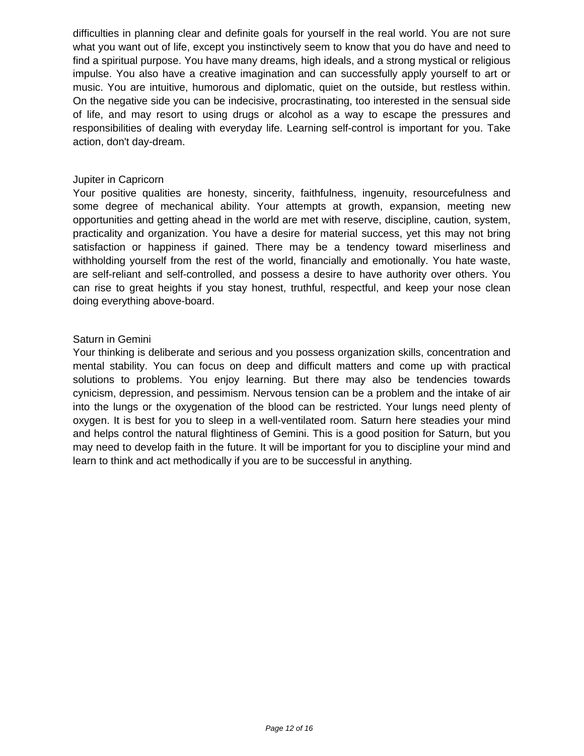difficulties in planning clear and definite goals for yourself in the real world. You are not sure what you want out of life, except you instinctively seem to know that you do have and need to find a spiritual purpose. You have many dreams, high ideals, and a strong mystical or religious impulse. You also have a creative imagination and can successfully apply yourself to art or music. You are intuitive, humorous and diplomatic, quiet on the outside, but restless within. On the negative side you can be indecisive, procrastinating, too interested in the sensual side of life, and may resort to using drugs or alcohol as a way to escape the pressures and responsibilities of dealing with everyday life. Learning self-control is important for you. Take action, don't day-dream.

### Jupiter in Capricorn

Your positive qualities are honesty, sincerity, faithfulness, ingenuity, resourcefulness and some degree of mechanical ability. Your attempts at growth, expansion, meeting new opportunities and getting ahead in the world are met with reserve, discipline, caution, system, practicality and organization. You have a desire for material success, yet this may not bring satisfaction or happiness if gained. There may be a tendency toward miserliness and withholding yourself from the rest of the world, financially and emotionally. You hate waste, are self-reliant and self-controlled, and possess a desire to have authority over others. You can rise to great heights if you stay honest, truthful, respectful, and keep your nose clean doing everything above-board.

### Saturn in Gemini

Your thinking is deliberate and serious and you possess organization skills, concentration and mental stability. You can focus on deep and difficult matters and come up with practical solutions to problems. You enjoy learning. But there may also be tendencies towards cynicism, depression, and pessimism. Nervous tension can be a problem and the intake of air into the lungs or the oxygenation of the blood can be restricted. Your lungs need plenty of oxygen. It is best for you to sleep in a well-ventilated room. Saturn here steadies your mind and helps control the natural flightiness of Gemini. This is a good position for Saturn, but you may need to develop faith in the future. It will be important for you to discipline your mind and learn to think and act methodically if you are to be successful in anything.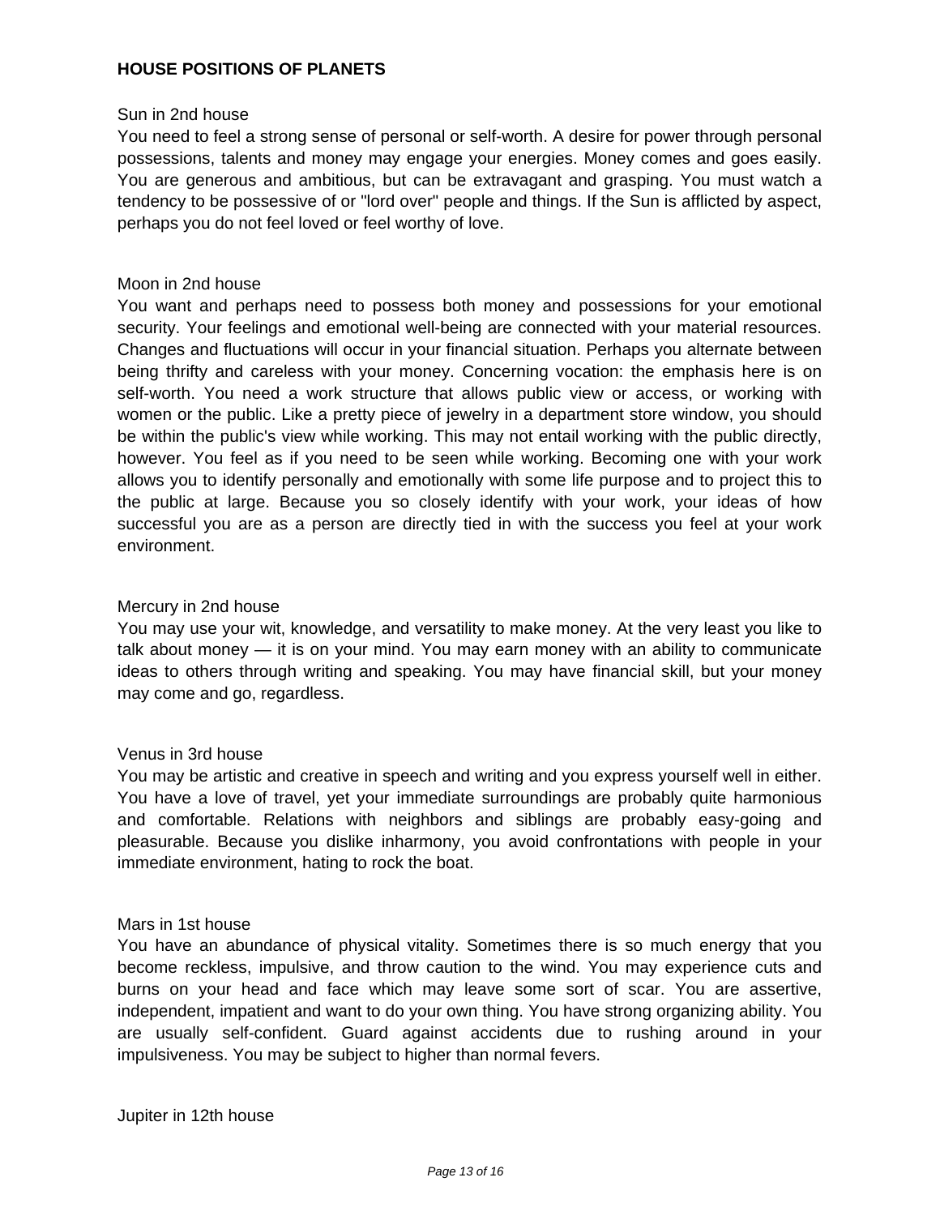**HOUSE POSITIONS OF PLANETS**

Sun in 2nd house

You need to feel a strong sense of personal or self-worth. A desire for power through personal possessions, talents and money may engage your energies. Money comes and goes easily. You are generous and ambitious, but can be extravagant and grasping. You must watch a tendency to be possessive of or "lord over" people and things. If the Sun is afflicted by aspect, perhaps you do not feel loved or feel worthy of love.

Moon in 2nd house

You want and perhaps need to possess both money and possessions for your emotional security. Your feelings and emotional well-being are connected with your material resources. Changes and fluctuations will occur in your financial situation. Perhaps you alternate between being thrifty and careless with your money. Concerning vocation: the emphasis here is on self-worth. You need a work structure that allows public view or access, or working with women or the public. Like a pretty piece of jewelry in a department store window, you should be within the public's view while working. This may not entail working with the public directly, however. You feel as if you need to be seen while working. Becoming one with your work allows you to identify personally and emotionally with some life purpose and to project this to the public at large. Because you so closely identify with your work, your ideas of how successful you are as a person are directly tied in with the success you feel at your work environment.

Mercury in 2nd house

You may use your wit, knowledge, and versatility to make money. At the very least you like to talk about money — it is on your mind. You may earn money with an ability to communicate ideas to others through writing and speaking. You may have financial skill, but your money may come and go, regardless.

Venus in 3rd house

You may be artistic and creative in speech and writing and you express yourself well in either. You have a love of travel, yet your immediate surroundings are probably quite harmonious and comfortable. Relations with neighbors and siblings are probably easy-going and pleasurable. Because you dislike inharmony, you avoid confrontations with people in your immediate environment, hating to rock the boat.

Mars in 1st house

You have an abundance of physical vitality. Sometimes there is so much energy that you become reckless, impulsive, and throw caution to the wind. You may experience cuts and burns on your head and face which may leave some sort of scar. You are assertive, independent, impatient and want to do your own thing. You have strong organizing ability. You are usually self-confident. Guard against accidents due to rushing around in your impulsiveness. You may be subject to higher than normal fevers.

Jupiter in 12th house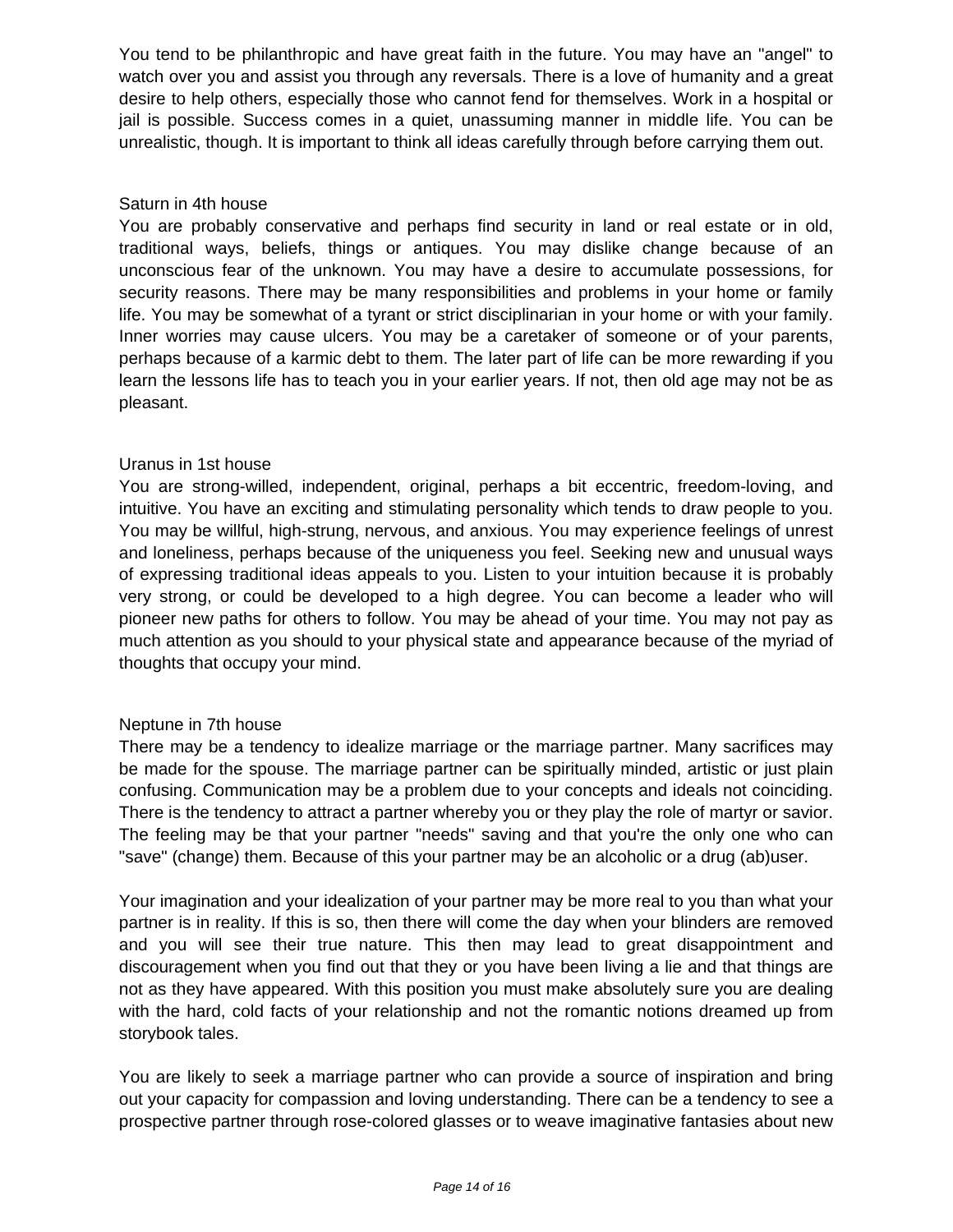You tend to be philanthropic and have great faith in the future. You may have an "angel" to watch over you and assist you through any reversals. There is a love of humanity and a great desire to help others, especially those who cannot fend for themselves. Work in a hospital or jail is possible. Success comes in a quiet, unassuming manner in middle life. You can be unrealistic, though. It is important to think all ideas carefully through before carrying them out.

### Saturn in 4th house

You are probably conservative and perhaps find security in land or real estate or in old, traditional ways, beliefs, things or antiques. You may dislike change because of an unconscious fear of the unknown. You may have a desire to accumulate possessions, for security reasons. There may be many responsibilities and problems in your home or family life. You may be somewhat of a tyrant or strict disciplinarian in your home or with your family. Inner worries may cause ulcers. You may be a caretaker of someone or of your parents, perhaps because of a karmic debt to them. The later part of life can be more rewarding if you learn the lessons life has to teach you in your earlier years. If not, then old age may not be as pleasant.

### Uranus in 1st house

You are strong-willed, independent, original, perhaps a bit eccentric, freedom-loving, and intuitive. You have an exciting and stimulating personality which tends to draw people to you. You may be willful, high-strung, nervous, and anxious. You may experience feelings of unrest and loneliness, perhaps because of the uniqueness you feel. Seeking new and unusual ways of expressing traditional ideas appeals to you. Listen to your intuition because it is probably very strong, or could be developed to a high degree. You can become a leader who will pioneer new paths for others to follow. You may be ahead of your time. You may not pay as much attention as you should to your physical state and appearance because of the myriad of thoughts that occupy your mind.

### Neptune in 7th house

There may be a tendency to idealize marriage or the marriage partner. Many sacrifices may be made for the spouse. The marriage partner can be spiritually minded, artistic or just plain confusing. Communication may be a problem due to your concepts and ideals not coinciding. There is the tendency to attract a partner whereby you or they play the role of martyr or savior. The feeling may be that your partner "needs" saving and that you're the only one who can "save" (change) them. Because of this your partner may be an alcoholic or a drug (ab)user.

Your imagination and your idealization of your partner may be more real to you than what your partner is in reality. If this is so, then there will come the day when your blinders are removed and you will see their true nature. This then may lead to great disappointment and discouragement when you find out that they or you have been living a lie and that things are not as they have appeared. With this position you must make absolutely sure you are dealing with the hard, cold facts of your relationship and not the romantic notions dreamed up from storybook tales.

You are likely to seek a marriage partner who can provide a source of inspiration and bring out your capacity for compassion and loving understanding. There can be a tendency to see a prospective partner through rose-colored glasses or to weave imaginative fantasies about new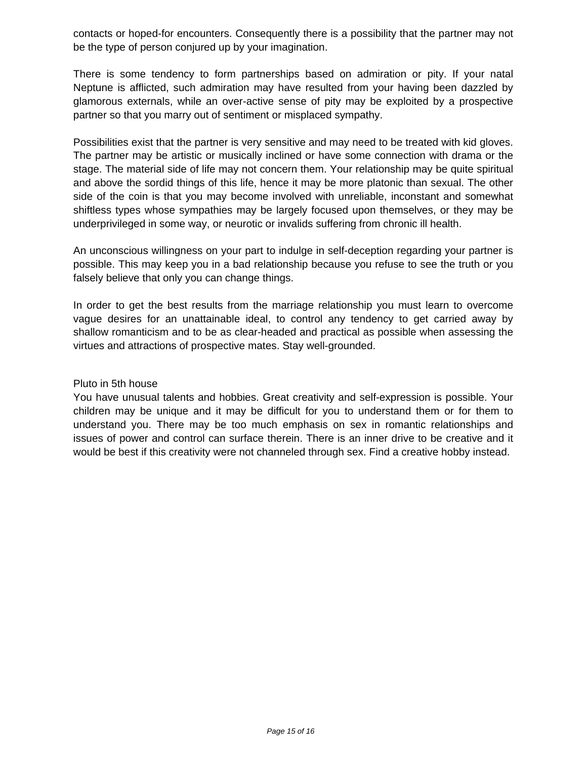contacts or hoped-for encounters. Consequently there is a possibility that the partner may not be the type of person conjured up by your imagination.

There is some tendency to form partnerships based on admiration or pity. If your natal Neptune is afflicted, such admiration may have resulted from your having been dazzled by glamorous externals, while an over-active sense of pity may be exploited by a prospective partner so that you marry out of sentiment or misplaced sympathy.

Possibilities exist that the partner is very sensitive and may need to be treated with kid gloves. The partner may be artistic or musically inclined or have some connection with drama or the stage. The material side of life may not concern them. Your relationship may be quite spiritual and above the sordid things of this life, hence it may be more platonic than sexual. The other side of the coin is that you may become involved with unreliable, inconstant and somewhat shiftless types whose sympathies may be largely focused upon themselves, or they may be underprivileged in some way, or neurotic or invalids suffering from chronic ill health.

An unconscious willingness on your part to indulge in self-deception regarding your partner is possible. This may keep you in a bad relationship because you refuse to see the truth or you falsely believe that only you can change things.

In order to get the best results from the marriage relationship you must learn to overcome vague desires for an unattainable ideal, to control any tendency to get carried away by shallow romanticism and to be as clear-headed and practical as possible when assessing the virtues and attractions of prospective mates. Stay well-grounded.

Pluto in 5th house

You have unusual talents and hobbies. Great creativity and self-expression is possible. Your children may be unique and it may be difficult for you to understand them or for them to understand you. There may be too much emphasis on sex in romantic relationships and issues of power and control can surface therein. There is an inner drive to be creative and it would be best if this creativity were not channeled through sex. Find a creative hobby instead.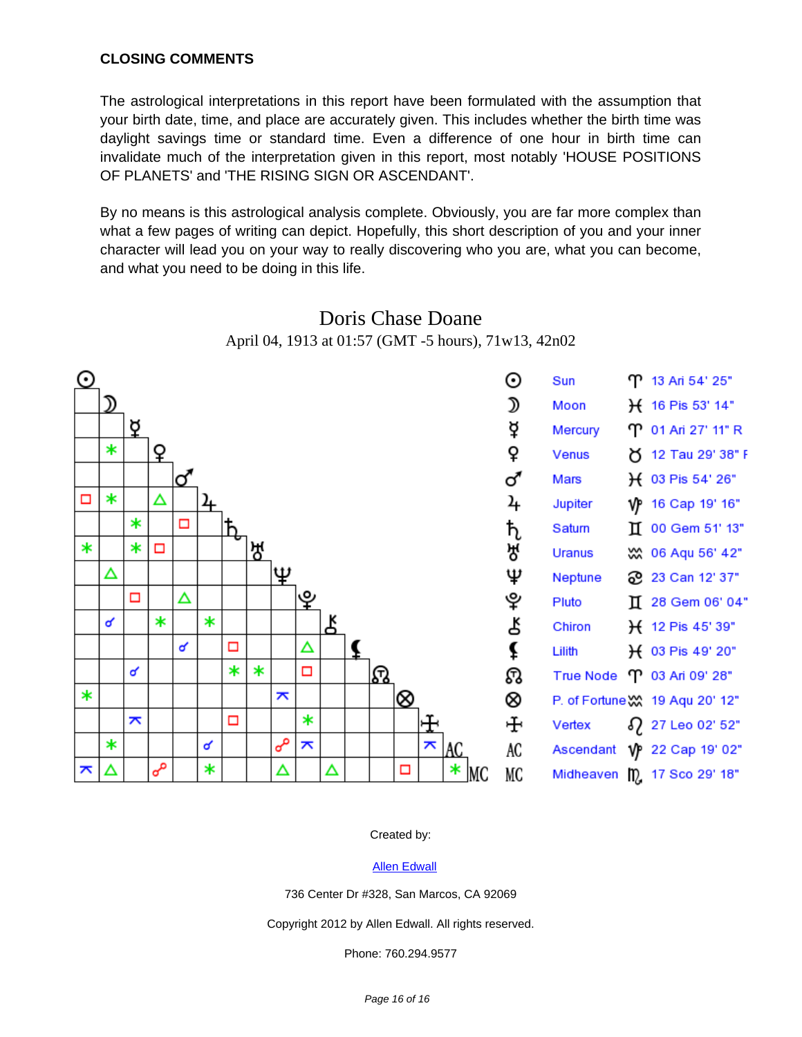**CLOSING COMMENTS**

The astrological interpretations in this report have been formulated with the assumption that your birth date, time, and place are accurately given. This includes whether the birth time was daylight savings time or standard time. Even a difference of one hour in birth time can invalidate much of the interpretation given in this report, most notably 'HOUSE POSITIONS OF PLANETS' and 'THE RISING SIGN OR ASCENDANT'.

By no means is this astrological analysis complete. Obviously, you are far more complex than what a few pages of writing can depict. Hopefully, this short description of you and your inner character will lead you on your way to really discovering who you are, what you can become, and what you need to be doing in this life.

## Doris Chase Doane

April 04, 1913 at 01:57 (GMT -5 hours), 71w13, 42n02

| | | | |
|---|---|---|---|
| ☉ | Sun | ♈ | 13 Ari 54' 25" |
| ☽ | Moon | ♓ | 16 Pis 53' 14" |
| ☿ | Mercury | ♈ | 01 Ari 27' 11" R |
| ♀ | Venus | ♉ | 12 Tau 29' 38" R |
| ♂ | Mars | ♓ | 03 Pis 54' 26" |
| ♃ | Jupiter | ♑ | 16 Cap 19' 16" |
| ♄ | Saturn | ♊ | 00 Gem 51' 13" |
| ♅ | Uranus | ♒ | 06 Aqu 56' 42" |
| ♆ | Neptune | ♋ | 23 Can 12' 37" |
| ♇ | Pluto | ♊ | 28 Gem 06' 04" |
| ⚷ | Chiron | ♓ | 12 Pis 45' 39" |
| ⚸ | Lilith | ♓ | 03 Pis 49' 20" |
| ☊ | True Node | ♈ | 03 Ari 09' 28" |
| ⊗ | P. of Fortune | ♒ | 19 Aqu 20' 12" |
| | Vertex | ♌ | 27 Leo 02' 52" |
| AC | Ascendant | ♑ | 22 Cap 19' 02" |
| MC | Midheaven | ♏ | 17 Sco 29' 18" |

Created by:

Allen Edwall

736 Center Dr #328, San Marcos, CA 92069

Copyright 2012 by Allen Edwall. All rights reserved.

Phone: 760.294.9577